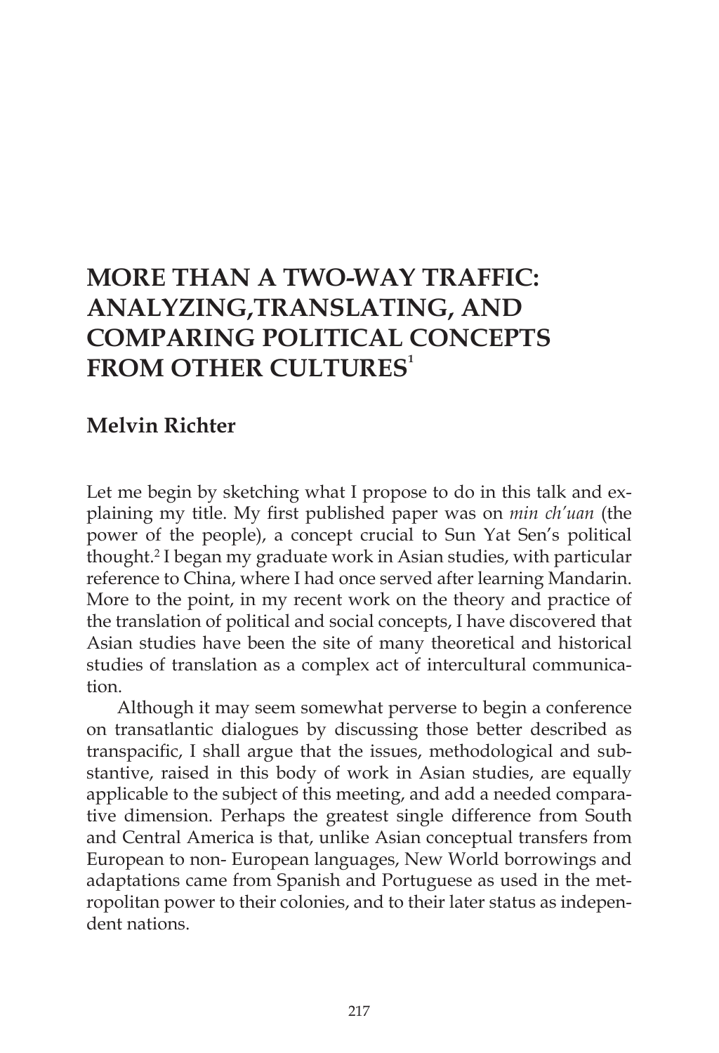# MORE THAN A TWO-WAY TRAFFIC: ANALYZING,TRANSLATING, AND COMPARING POLITICAL CONCEPTS FROM OTHER CULTURES[1]

## Melvin Richter

Let me begin by sketching what I propose to do in this talk and explaining my title. My first published paper was on *min ch'uan* (the power of the people), a concept crucial to Sun Yat Sen's political thought.[2] I began my graduate work in Asian studies, with particular reference to China, where I had once served after learning Mandarin. More to the point, in my recent work on the theory and practice of the translation of political and social concepts, I have discovered that Asian studies have been the site of many theoretical and historical studies of translation as a complex act of intercultural communication.

Although it may seem somewhat perverse to begin a conference on transatlantic dialogues by discussing those better described as transpacific, I shall argue that the issues, methodological and substantive, raised in this body of work in Asian studies, are equally applicable to the subject of this meeting, and add a needed comparative dimension. Perhaps the greatest single difference from South and Central America is that, unlike Asian conceptual transfers from European to non- European languages, New World borrowings and adaptations came from Spanish and Portuguese as used in the metropolitan power to their colonies, and to their later status as independent nations.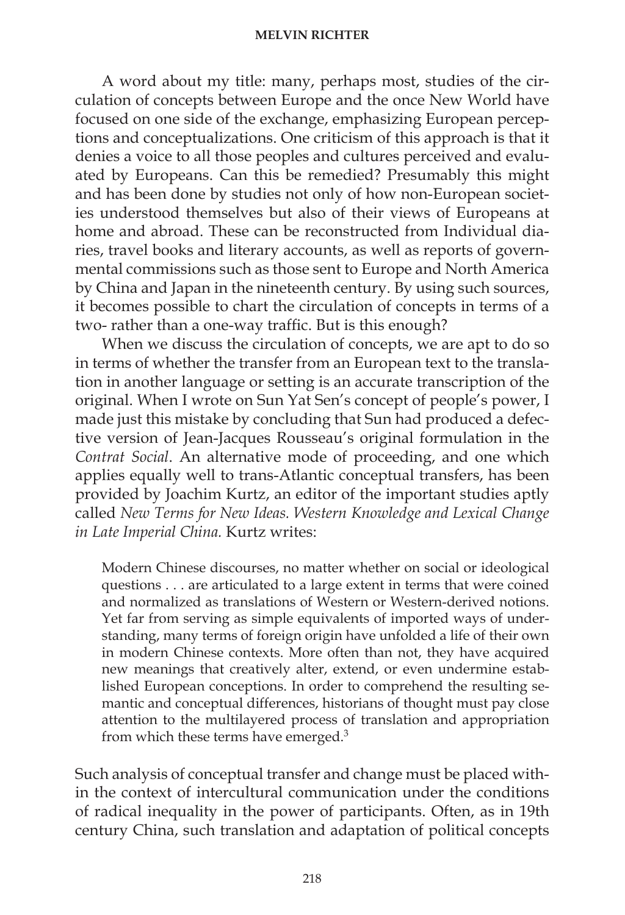A word about my title: many, perhaps most, studies of the circulation of concepts between Europe and the once New World have focused on one side of the exchange, emphasizing European perceptions and conceptualizations. One criticism of this approach is that it denies a voice to all those peoples and cultures perceived and evaluated by Europeans. Can this be remedied? Presumably this might and has been done by studies not only of how non-European societies understood themselves but also of their views of Europeans at home and abroad. These can be reconstructed from Individual diaries, travel books and literary accounts, as well as reports of governmental commissions such as those sent to Europe and North America by China and Japan in the nineteenth century. By using such sources, it becomes possible to chart the circulation of concepts in terms of a two- rather than a one-way traffic. But is this enough?

When we discuss the circulation of concepts, we are apt to do so in terms of whether the transfer from an European text to the translation in another language or setting is an accurate transcription of the original. When I wrote on Sun Yat Sen's concept of people's power, I made just this mistake by concluding that Sun had produced a defective version of Jean-Jacques Rousseau's original formulation in the *Contrat Social*. An alternative mode of proceeding, and one which applies equally well to trans-Atlantic conceptual transfers, has been provided by Joachim Kurtz, an editor of the important studies aptly called *New Terms for New Ideas. Western Knowledge and Lexical Change in Late Imperial China.* Kurtz writes:

> Modern Chinese discourses, no matter whether on social or ideological questions . . . are articulated to a large extent in terms that were coined and normalized as translations of Western or Western-derived notions. Yet far from serving as simple equivalents of imported ways of understanding, many terms of foreign origin have unfolded a life of their own in modern Chinese contexts. More often than not, they have acquired new meanings that creatively alter, extend, or even undermine established European conceptions. In order to comprehend the resulting semantic and conceptual differences, historians of thought must pay close attention to the multilayered process of translation and appropriation from which these terms have emerged.[3]

Such analysis of conceptual transfer and change must be placed within the context of intercultural communication under the conditions of radical inequality in the power of participants. Often, as in 19th century China, such translation and adaptation of political concepts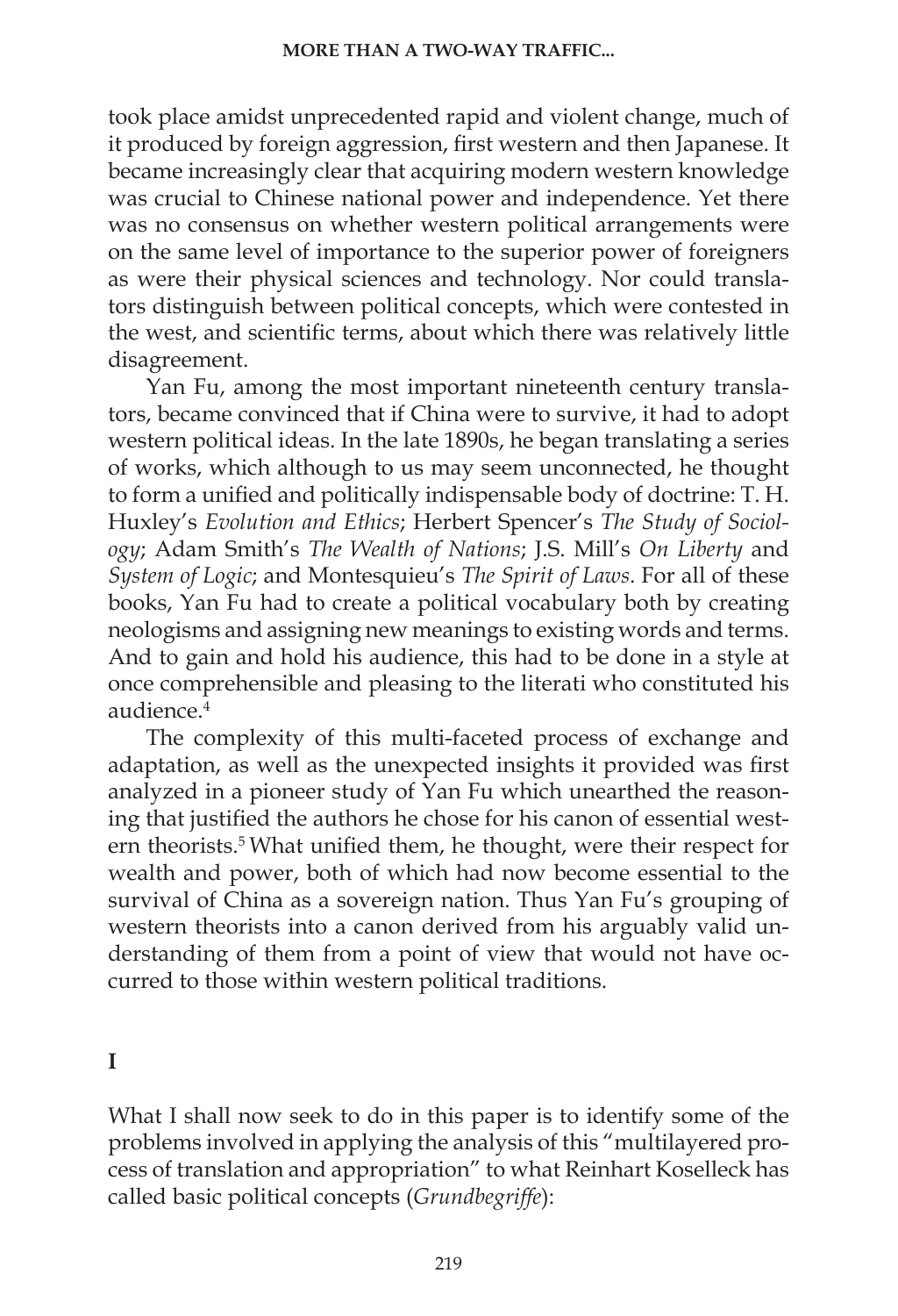took place amidst unprecedented rapid and violent change, much of it produced by foreign aggression, first western and then Japanese. It became increasingly clear that acquiring modern western knowledge was crucial to Chinese national power and independence. Yet there was no consensus on whether western political arrangements were on the same level of importance to the superior power of foreigners as were their physical sciences and technology. Nor could translators distinguish between political concepts, which were contested in the west, and scientific terms, about which there was relatively little disagreement.

Yan Fu, among the most important nineteenth century translators, became convinced that if China were to survive, it had to adopt western political ideas. In the late 1890s, he began translating a series of works, which although to us may seem unconnected, he thought to form a unified and politically indispensable body of doctrine: T. H. Huxley's *Evolution and Ethics*; Herbert Spencer's *The Study of Sociology*; Adam Smith's *The Wealth of Nations*; J.S. Mill's *On Liberty* and *System of Logic*; and Montesquieu's *The Spirit of Laws*. For all of these books, Yan Fu had to create a political vocabulary both by creating neologisms and assigning new meanings to existing words and terms. And to gain and hold his audience, this had to be done in a style at once comprehensible and pleasing to the literati who constituted his audience.[4]

The complexity of this multi-faceted process of exchange and adaptation, as well as the unexpected insights it provided was first analyzed in a pioneer study of Yan Fu which unearthed the reasoning that justified the authors he chose for his canon of essential western theorists.[5] What unified them, he thought, were their respect for wealth and power, both of which had now become essential to the survival of China as a sovereign nation. Thus Yan Fu's grouping of western theorists into a canon derived from his arguably valid understanding of them from a point of view that would not have occurred to those within western political traditions.

## I

What I shall now seek to do in this paper is to identify some of the problems involved in applying the analysis of this "multilayered process of translation and appropriation" to what Reinhart Koselleck has called basic political concepts (*Grundbegriffe*):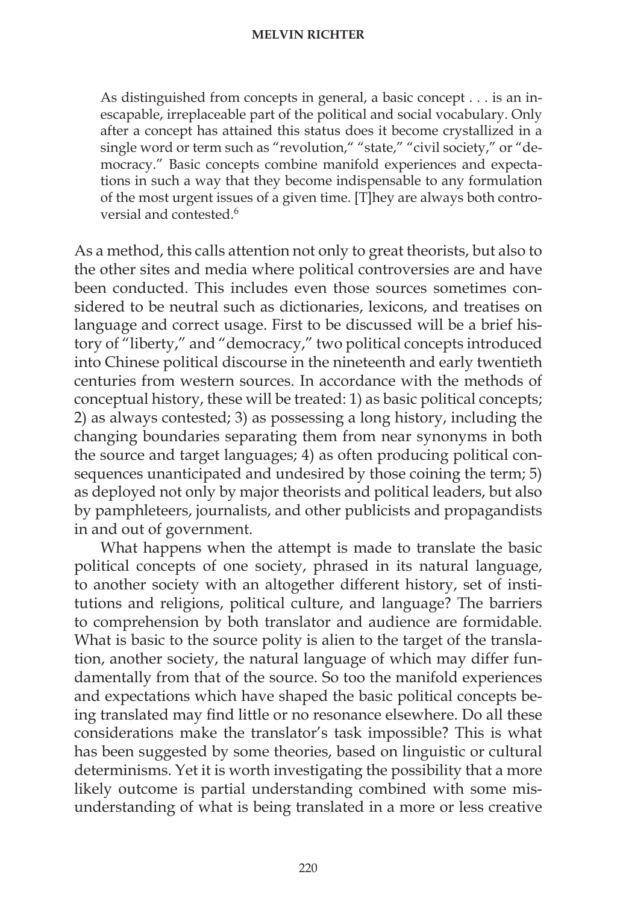> As distinguished from concepts in general, a basic concept . . . is an inescapable, irreplaceable part of the political and social vocabulary. Only after a concept has attained this status does it become crystallized in a single word or term such as "revolution," "state," "civil society," or "democracy." Basic concepts combine manifold experiences and expectations in such a way that they become indispensable to any formulation of the most urgent issues of a given time. [T]hey are always both controversial and contested.[6]

As a method, this calls attention not only to great theorists, but also to the other sites and media where political controversies are and have been conducted. This includes even those sources sometimes considered to be neutral such as dictionaries, lexicons, and treatises on language and correct usage. First to be discussed will be a brief history of "liberty," and "democracy," two political concepts introduced into Chinese political discourse in the nineteenth and early twentieth centuries from western sources. In accordance with the methods of conceptual history, these will be treated: 1) as basic political concepts; 2) as always contested; 3) as possessing a long history, including the changing boundaries separating them from near synonyms in both the source and target languages; 4) as often producing political consequences unanticipated and undesired by those coining the term; 5) as deployed not only by major theorists and political leaders, but also by pamphleteers, journalists, and other publicists and propagandists in and out of government.

What happens when the attempt is made to translate the basic political concepts of one society, phrased in its natural language, to another society with an altogether different history, set of institutions and religions, political culture, and language? The barriers to comprehension by both translator and audience are formidable. What is basic to the source polity is alien to the target of the translation, another society, the natural language of which may differ fundamentally from that of the source. So too the manifold experiences and expectations which have shaped the basic political concepts being translated may find little or no resonance elsewhere. Do all these considerations make the translator's task impossible? This is what has been suggested by some theories, based on linguistic or cultural determinisms. Yet it is worth investigating the possibility that a more likely outcome is partial understanding combined with some misunderstanding of what is being translated in a more or less creative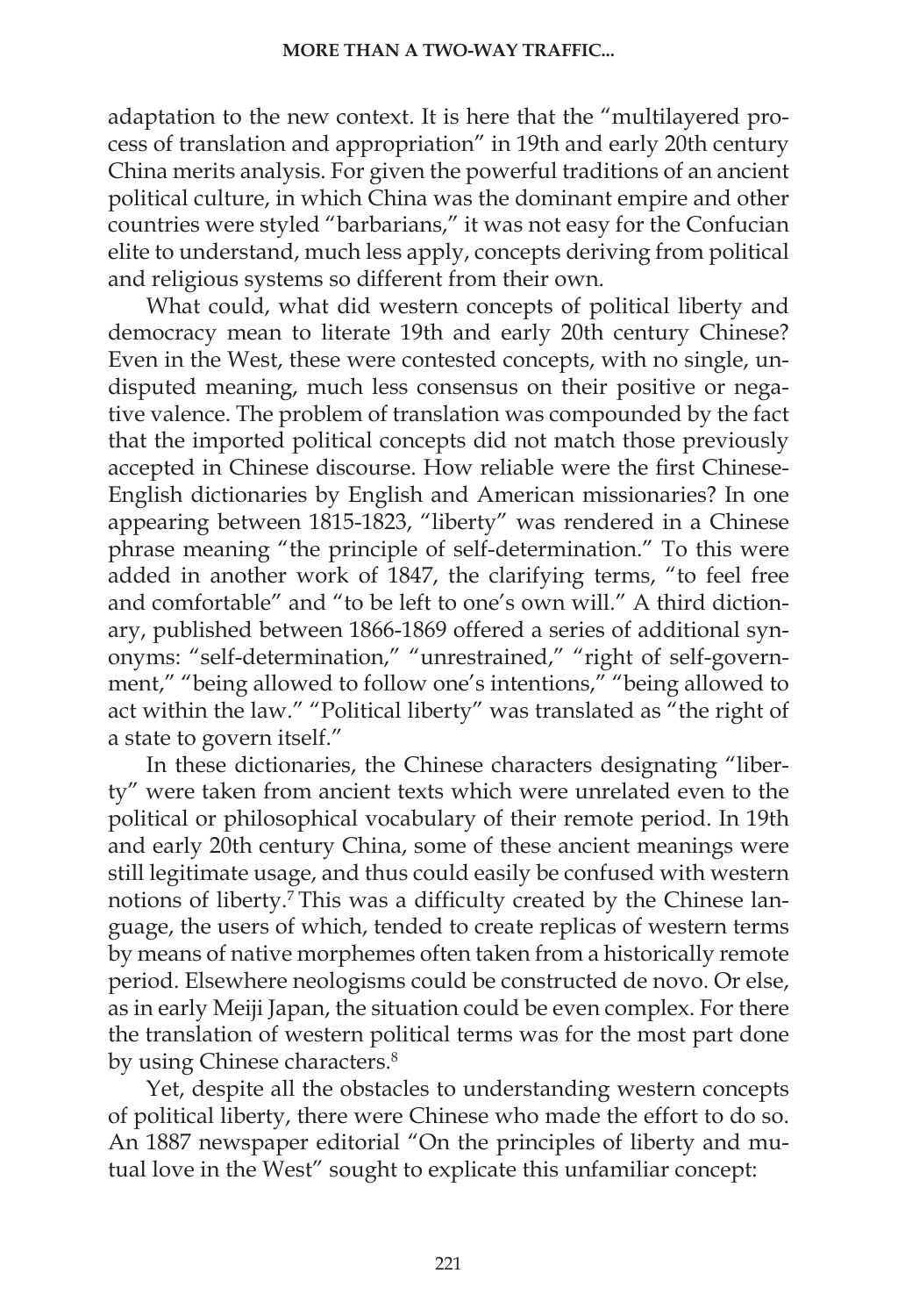adaptation to the new context. It is here that the "multilayered process of translation and appropriation" in 19th and early 20th century China merits analysis. For given the powerful traditions of an ancient political culture, in which China was the dominant empire and other countries were styled "barbarians," it was not easy for the Confucian elite to understand, much less apply, concepts deriving from political and religious systems so different from their own.

What could, what did western concepts of political liberty and democracy mean to literate 19th and early 20th century Chinese? Even in the West, these were contested concepts, with no single, undisputed meaning, much less consensus on their positive or negative valence. The problem of translation was compounded by the fact that the imported political concepts did not match those previously accepted in Chinese discourse. How reliable were the first Chinese-English dictionaries by English and American missionaries? In one appearing between 1815-1823, "liberty" was rendered in a Chinese phrase meaning "the principle of self-determination." To this were added in another work of 1847, the clarifying terms, "to feel free and comfortable" and "to be left to one's own will." A third dictionary, published between 1866-1869 offered a series of additional synonyms: "self-determination," "unrestrained," "right of self-government," "being allowed to follow one's intentions," "being allowed to act within the law." "Political liberty" was translated as "the right of a state to govern itself."

In these dictionaries, the Chinese characters designating "liberty" were taken from ancient texts which were unrelated even to the political or philosophical vocabulary of their remote period. In 19th and early 20th century China, some of these ancient meanings were still legitimate usage, and thus could easily be confused with western notions of liberty.[7] This was a difficulty created by the Chinese language, the users of which, tended to create replicas of western terms by means of native morphemes often taken from a historically remote period. Elsewhere neologisms could be constructed de novo. Or else, as in early Meiji Japan, the situation could be even complex. For there the translation of western political terms was for the most part done by using Chinese characters.[8]

Yet, despite all the obstacles to understanding western concepts of political liberty, there were Chinese who made the effort to do so. An 1887 newspaper editorial "On the principles of liberty and mutual love in the West" sought to explicate this unfamiliar concept: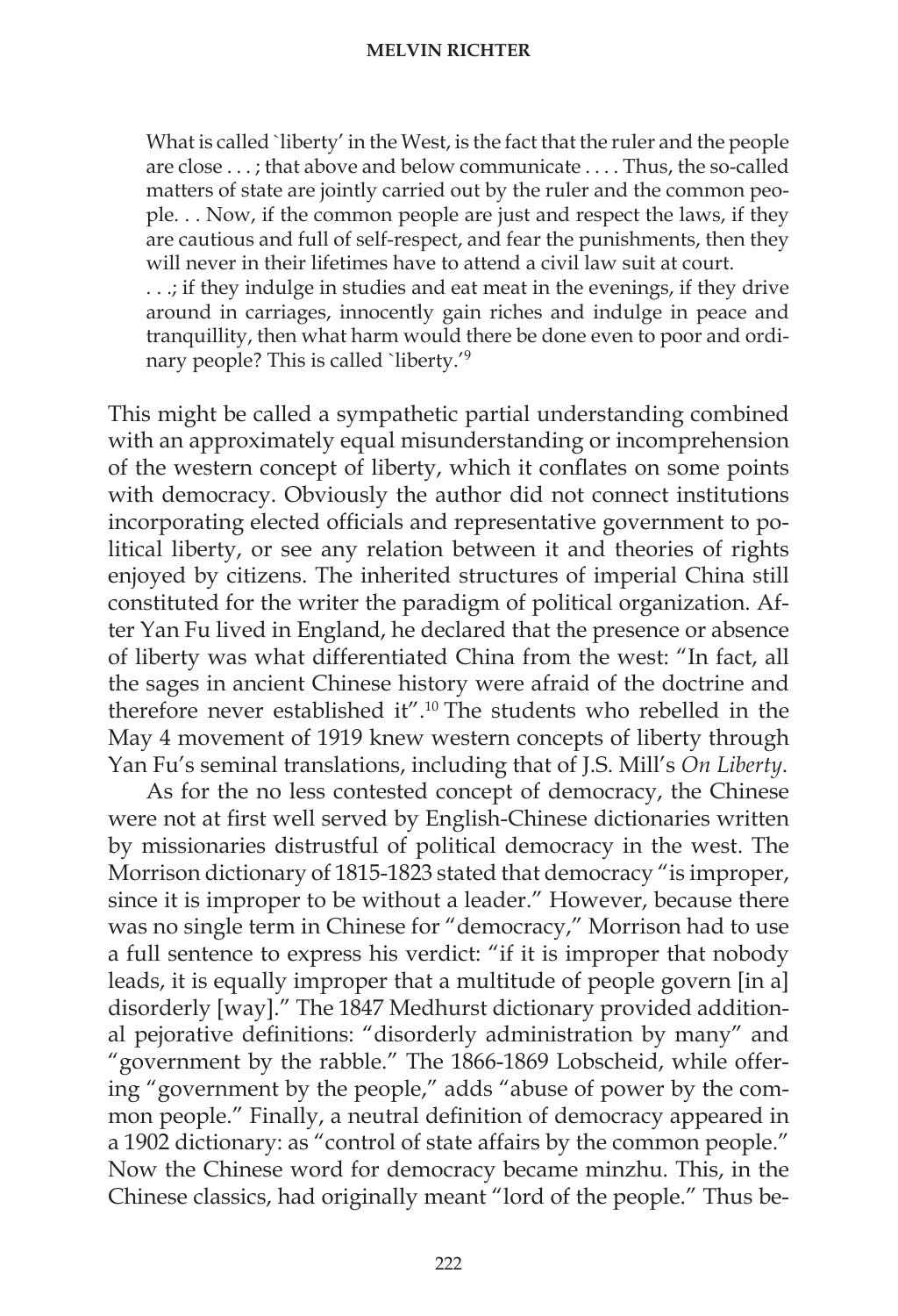> What is called `liberty' in the West, is the fact that the ruler and the people are close . . . ; that above and below communicate . . . . Thus, the so-called matters of state are jointly carried out by the ruler and the common people. . . Now, if the common people are just and respect the laws, if they are cautious and full of self-respect, and fear the punishments, then they will never in their lifetimes have to attend a civil law suit at court. . . .; if they indulge in studies and eat meat in the evenings, if they drive around in carriages, innocently gain riches and indulge in peace and tranquillity, then what harm would there be done even to poor and ordinary people? This is called `liberty.'[9]

This might be called a sympathetic partial understanding combined with an approximately equal misunderstanding or incomprehension of the western concept of liberty, which it conflates on some points with democracy. Obviously the author did not connect institutions incorporating elected officials and representative government to political liberty, or see any relation between it and theories of rights enjoyed by citizens. The inherited structures of imperial China still constituted for the writer the paradigm of political organization. After Yan Fu lived in England, he declared that the presence or absence of liberty was what differentiated China from the west: "In fact, all the sages in ancient Chinese history were afraid of the doctrine and therefore never established it".[10] The students who rebelled in the May 4 movement of 1919 knew western concepts of liberty through Yan Fu's seminal translations, including that of J.S. Mill's *On Liberty*.

As for the no less contested concept of democracy, the Chinese were not at first well served by English-Chinese dictionaries written by missionaries distrustful of political democracy in the west. The Morrison dictionary of 1815-1823 stated that democracy "is improper, since it is improper to be without a leader." However, because there was no single term in Chinese for "democracy," Morrison had to use a full sentence to express his verdict: "if it is improper that nobody leads, it is equally improper that a multitude of people govern [in a] disorderly [way]." The 1847 Medhurst dictionary provided additional pejorative definitions: "disorderly administration by many" and "government by the rabble." The 1866-1869 Lobscheid, while offering "government by the people," adds "abuse of power by the common people." Finally, a neutral definition of democracy appeared in a 1902 dictionary: as "control of state affairs by the common people." Now the Chinese word for democracy became minzhu. This, in the Chinese classics, had originally meant "lord of the people." Thus be-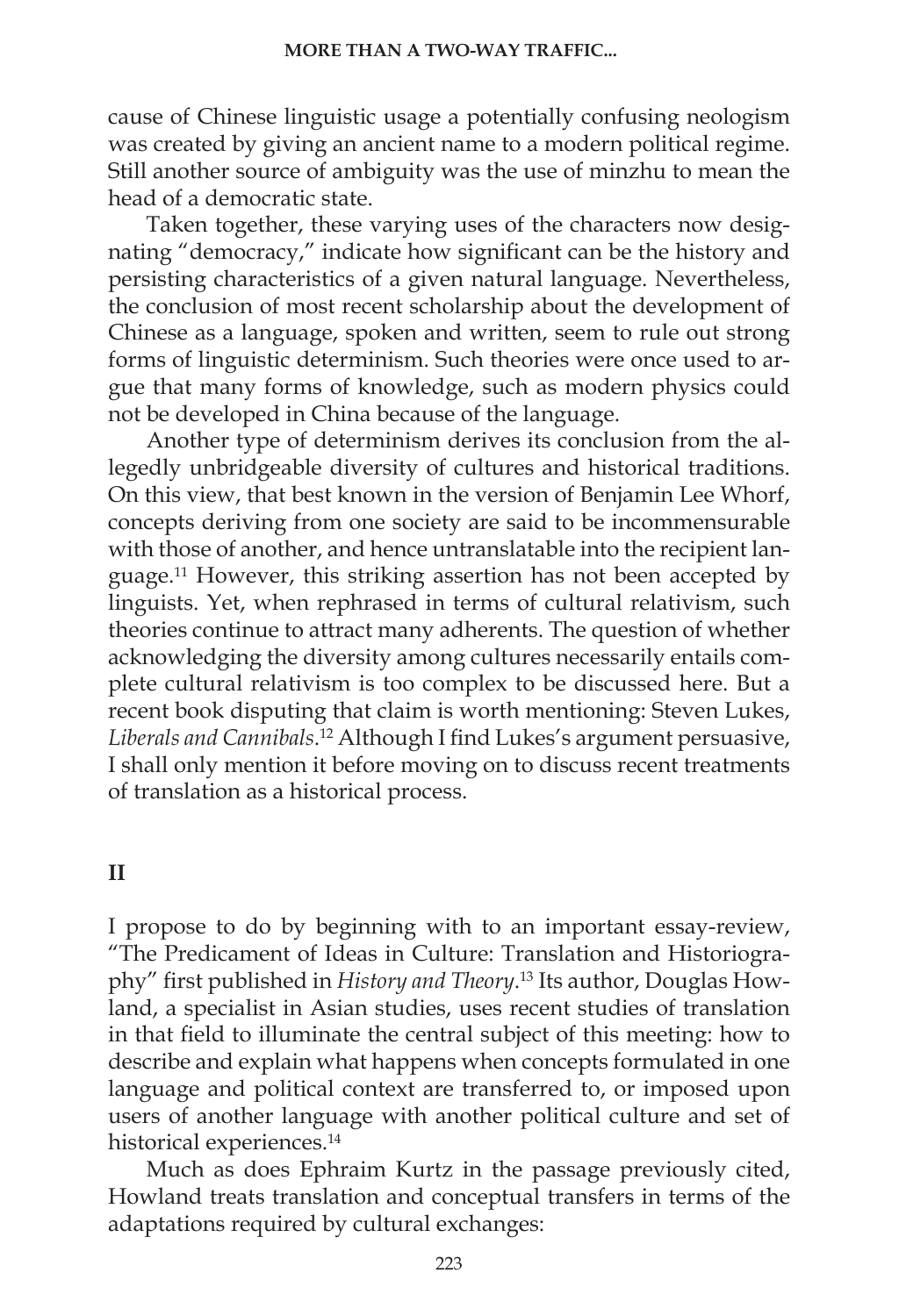cause of Chinese linguistic usage a potentially confusing neologism was created by giving an ancient name to a modern political regime. Still another source of ambiguity was the use of minzhu to mean the head of a democratic state.

Taken together, these varying uses of the characters now designating "democracy," indicate how significant can be the history and persisting characteristics of a given natural language. Nevertheless, the conclusion of most recent scholarship about the development of Chinese as a language, spoken and written, seem to rule out strong forms of linguistic determinism. Such theories were once used to argue that many forms of knowledge, such as modern physics could not be developed in China because of the language.

Another type of determinism derives its conclusion from the allegedly unbridgeable diversity of cultures and historical traditions. On this view, that best known in the version of Benjamin Lee Whorf, concepts deriving from one society are said to be incommensurable with those of another, and hence untranslatable into the recipient language.[11] However, this striking assertion has not been accepted by linguists. Yet, when rephrased in terms of cultural relativism, such theories continue to attract many adherents. The question of whether acknowledging the diversity among cultures necessarily entails complete cultural relativism is too complex to be discussed here. But a recent book disputing that claim is worth mentioning: Steven Lukes, *Liberals and Cannibals*.[12] Although I find Lukes's argument persuasive, I shall only mention it before moving on to discuss recent treatments of translation as a historical process.

## II

I propose to do by beginning with to an important essay-review, "The Predicament of Ideas in Culture: Translation and Historiography" first published in *History and Theory*.[13] Its author, Douglas Howland, a specialist in Asian studies, uses recent studies of translation in that field to illuminate the central subject of this meeting: how to describe and explain what happens when concepts formulated in one language and political context are transferred to, or imposed upon users of another language with another political culture and set of historical experiences.[14]

Much as does Ephraim Kurtz in the passage previously cited, Howland treats translation and conceptual transfers in terms of the adaptations required by cultural exchanges: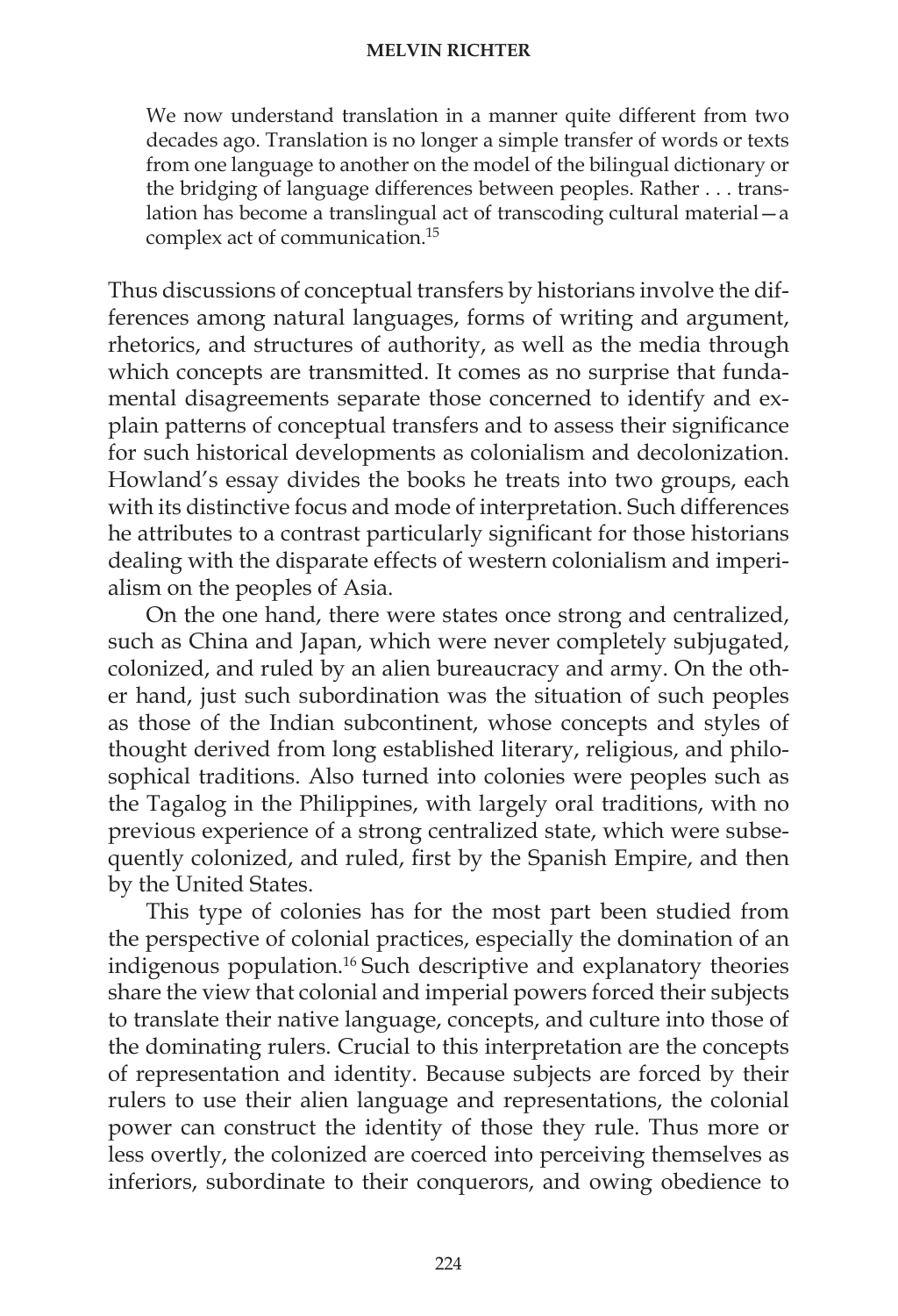> We now understand translation in a manner quite different from two decades ago. Translation is no longer a simple transfer of words or texts from one language to another on the model of the bilingual dictionary or the bridging of language differences between peoples. Rather . . . translation has become a translingual act of transcoding cultural material—a complex act of communication.[15]

Thus discussions of conceptual transfers by historians involve the differences among natural languages, forms of writing and argument, rhetorics, and structures of authority, as well as the media through which concepts are transmitted. It comes as no surprise that fundamental disagreements separate those concerned to identify and explain patterns of conceptual transfers and to assess their significance for such historical developments as colonialism and decolonization. Howland's essay divides the books he treats into two groups, each with its distinctive focus and mode of interpretation. Such differences he attributes to a contrast particularly significant for those historians dealing with the disparate effects of western colonialism and imperialism on the peoples of Asia.

On the one hand, there were states once strong and centralized, such as China and Japan, which were never completely subjugated, colonized, and ruled by an alien bureaucracy and army. On the other hand, just such subordination was the situation of such peoples as those of the Indian subcontinent, whose concepts and styles of thought derived from long established literary, religious, and philosophical traditions. Also turned into colonies were peoples such as the Tagalog in the Philippines, with largely oral traditions, with no previous experience of a strong centralized state, which were subsequently colonized, and ruled, first by the Spanish Empire, and then by the United States.

This type of colonies has for the most part been studied from the perspective of colonial practices, especially the domination of an indigenous population.[16] Such descriptive and explanatory theories share the view that colonial and imperial powers forced their subjects to translate their native language, concepts, and culture into those of the dominating rulers. Crucial to this interpretation are the concepts of representation and identity. Because subjects are forced by their rulers to use their alien language and representations, the colonial power can construct the identity of those they rule. Thus more or less overtly, the colonized are coerced into perceiving themselves as inferiors, subordinate to their conquerors, and owing obedience to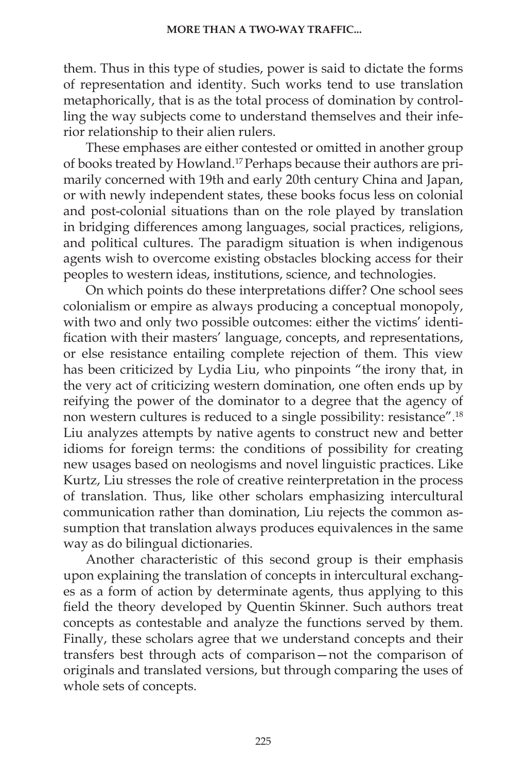them. Thus in this type of studies, power is said to dictate the forms of representation and identity. Such works tend to use translation metaphorically, that is as the total process of domination by controlling the way subjects come to understand themselves and their inferior relationship to their alien rulers.

These emphases are either contested or omitted in another group of books treated by Howland.[17] Perhaps because their authors are primarily concerned with 19th and early 20th century China and Japan, or with newly independent states, these books focus less on colonial and post-colonial situations than on the role played by translation in bridging differences among languages, social practices, religions, and political cultures. The paradigm situation is when indigenous agents wish to overcome existing obstacles blocking access for their peoples to western ideas, institutions, science, and technologies.

On which points do these interpretations differ? One school sees colonialism or empire as always producing a conceptual monopoly, with two and only two possible outcomes: either the victims' identification with their masters' language, concepts, and representations, or else resistance entailing complete rejection of them. This view has been criticized by Lydia Liu, who pinpoints "the irony that, in the very act of criticizing western domination, one often ends up by reifying the power of the dominator to a degree that the agency of non western cultures is reduced to a single possibility: resistance".[18] Liu analyzes attempts by native agents to construct new and better idioms for foreign terms: the conditions of possibility for creating new usages based on neologisms and novel linguistic practices. Like Kurtz, Liu stresses the role of creative reinterpretation in the process of translation. Thus, like other scholars emphasizing intercultural communication rather than domination, Liu rejects the common assumption that translation always produces equivalences in the same way as do bilingual dictionaries.

Another characteristic of this second group is their emphasis upon explaining the translation of concepts in intercultural exchanges as a form of action by determinate agents, thus applying to this field the theory developed by Quentin Skinner. Such authors treat concepts as contestable and analyze the functions served by them. Finally, these scholars agree that we understand concepts and their transfers best through acts of comparison—not the comparison of originals and translated versions, but through comparing the uses of whole sets of concepts.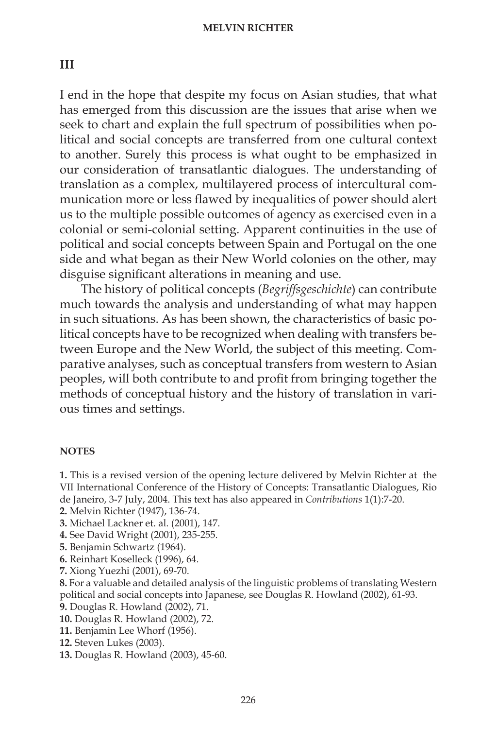## III

I end in the hope that despite my focus on Asian studies, that what has emerged from this discussion are the issues that arise when we seek to chart and explain the full spectrum of possibilities when political and social concepts are transferred from one cultural context to another. Surely this process is what ought to be emphasized in our consideration of transatlantic dialogues. The understanding of translation as a complex, multilayered process of intercultural communication more or less flawed by inequalities of power should alert us to the multiple possible outcomes of agency as exercised even in a colonial or semi-colonial setting. Apparent continuities in the use of political and social concepts between Spain and Portugal on the one side and what began as their New World colonies on the other, may disguise significant alterations in meaning and use.

The history of political concepts (*Begriffsgeschichte*) can contribute much towards the analysis and understanding of what may happen in such situations. As has been shown, the characteristics of basic political concepts have to be recognized when dealing with transfers between Europe and the New World, the subject of this meeting. Comparative analyses, such as conceptual transfers from western to Asian peoples, will both contribute to and profit from bringing together the methods of conceptual history and the history of translation in various times and settings.

### NOTES

**1.** This is a revised version of the opening lecture delivered by Melvin Richter at the VII International Conference of the History of Concepts: Transatlantic Dialogues, Rio de Janeiro, 3-7 July, 2004. This text has also appeared in *Contributions* 1(1):7-20.
**2.** Melvin Richter (1947), 136-74.
**3.** Michael Lackner et. al. (2001), 147.
**4.** See David Wright (2001), 235-255.
**5.** Benjamin Schwartz (1964).
**6.** Reinhart Koselleck (1996), 64.
**7.** Xiong Yuezhi (2001), 69-70.
**8.** For a valuable and detailed analysis of the linguistic problems of translating Western political and social concepts into Japanese, see Douglas R. Howland (2002), 61-93.
**9.** Douglas R. Howland (2002), 71.
**10.** Douglas R. Howland (2002), 72.
**11.** Benjamin Lee Whorf (1956).
**12.** Steven Lukes (2003).
**13.** Douglas R. Howland (2003), 45-60.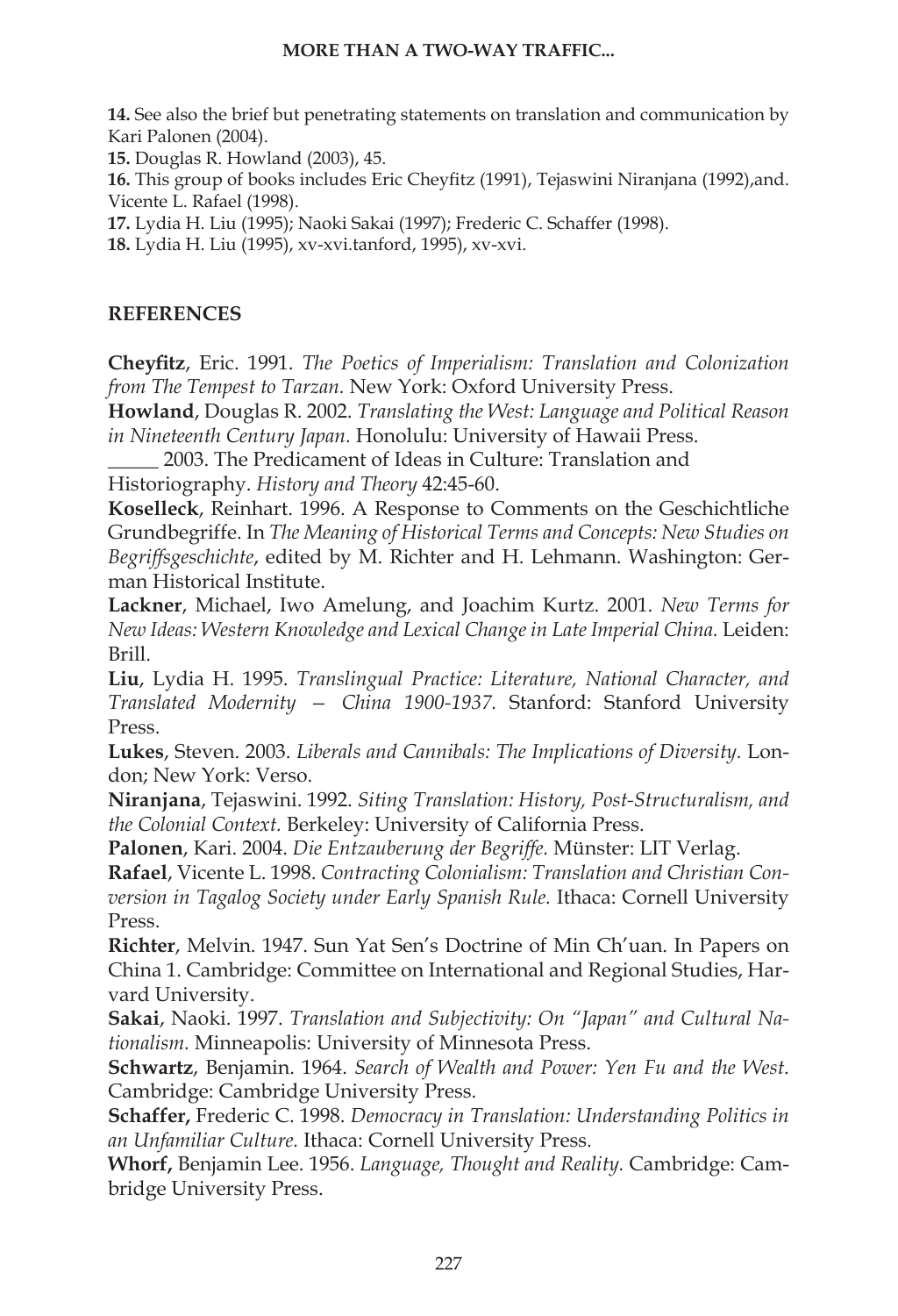**14.** See also the brief but penetrating statements on translation and communication by Kari Palonen (2004).

**15.** Douglas R. Howland (2003), 45.

**16.** This group of books includes Eric Cheyfitz (1991), Tejaswini Niranjana (1992),and. Vicente L. Rafael (1998).

**17.** Lydia H. Liu (1995); Naoki Sakai (1997); Frederic C. Schaffer (1998).

**18.** Lydia H. Liu (1995), xv-xvi.tanford, 1995), xv-xvi.

## REFERENCES

**Cheyfitz**, Eric. 1991. *The Poetics of Imperialism: Translation and Colonization from The Tempest to Tarzan*. New York: Oxford University Press.

**Howland**, Douglas R. 2002. *Translating the West: Language and Political Reason in Nineteenth Century Japan.* Honolulu: University of Hawaii Press.

_____ 2003. The Predicament of Ideas in Culture: Translation and Historiography. *History and Theory* 42:45-60.

**Koselleck**, Reinhart. 1996. A Response to Comments on the Geschichtliche Grundbegriffe. In *The Meaning of Historical Terms and Concepts: New Studies on Begriffsgeschichte*, edited by M. Richter and H. Lehmann. Washington: German Historical Institute.

**Lackner**, Michael, Iwo Amelung, and Joachim Kurtz. 2001. *New Terms for New Ideas: Western Knowledge and Lexical Change in Late Imperial China.* Leiden: Brill.

**Liu**, Lydia H. 1995. *Translingual Practice: Literature, National Character, and Translated Modernity – China 1900-1937.* Stanford: Stanford University Press.

**Lukes**, Steven. 2003. *Liberals and Cannibals: The Implications of Diversity.* London; New York: Verso.

**Niranjana**, Tejaswini. 1992. *Siting Translation: History, Post-Structuralism, and the Colonial Context.* Berkeley: University of California Press.

**Palonen**, Kari. 2004. *Die Entzauberung der Begriffe.* Münster: LIT Verlag.

**Rafael**, Vicente L. 1998. *Contracting Colonialism: Translation and Christian Conversion in Tagalog Society under Early Spanish Rule.* Ithaca: Cornell University Press.

**Richter**, Melvin. 1947. Sun Yat Sen's Doctrine of Min Ch'uan. In Papers on China 1. Cambridge: Committee on International and Regional Studies, Harvard University.

**Sakai**, Naoki. 1997. *Translation and Subjectivity: On "Japan" and Cultural Nationalism.* Minneapolis: University of Minnesota Press.

**Schwartz**, Benjamin. 1964. *Search of Wealth and Power: Yen Fu and the West*. Cambridge: Cambridge University Press.

**Schaffer,** Frederic C. 1998. *Democracy in Translation: Understanding Politics in an Unfamiliar Culture.* Ithaca: Cornell University Press.

**Whorf,** Benjamin Lee. 1956. *Language, Thought and Reality.* Cambridge: Cambridge University Press.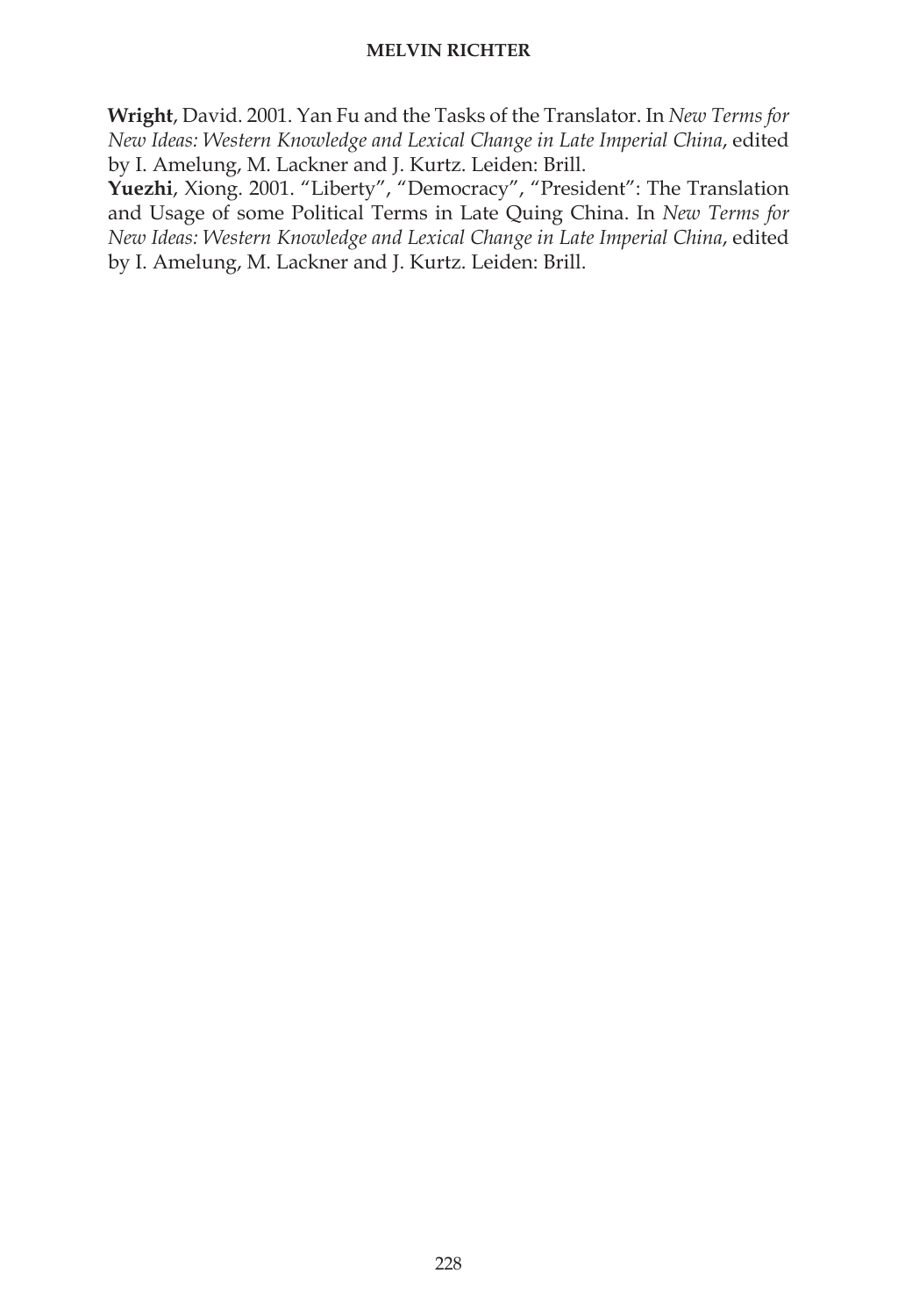**Wright**, David. 2001. Yan Fu and the Tasks of the Translator. In *New Terms for New Ideas: Western Knowledge and Lexical Change in Late Imperial China*, edited by I. Amelung, M. Lackner and J. Kurtz. Leiden: Brill.

**Yuezhi**, Xiong. 2001. "Liberty", "Democracy", "President": The Translation and Usage of some Political Terms in Late Quing China. In *New Terms for New Ideas: Western Knowledge and Lexical Change in Late Imperial China*, edited by I. Amelung, M. Lackner and J. Kurtz. Leiden: Brill.